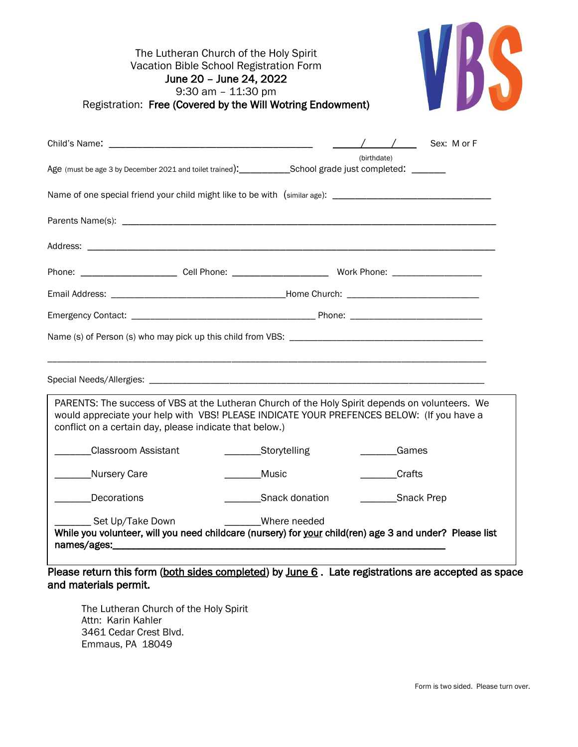The Lutheran Church of the Holy Spirit
Vacation Bible School Registration Form
**June 20 – June 24, 2022**
9:30 am – 11:30 pm
Registration: **Free (Covered by the Will Wotring Endowment)**

VBS

Child's Name: ________________________________________ ____/____/____ Sex: M or F
(birthdate)

Age (must be age 3 by December 2021 and toilet trained): __________ School grade just completed: _______

Name of one special friend your child might like to be with (similar age): _______________________________

Parents Name(s): ______________________________________________________________________

Address: _____________________________________________________________________________

Phone: ___________________ Cell Phone: ___________________ Work Phone: _________________

Email Address: __________________________________ Home Church: __________________________

Emergency Contact: ____________________________________ Phone: __________________________

Name (s) of Person (s) who may pick up this child from VBS: ______________________________________

_____________________________________________________________________________________

Special Needs/Allergies: _________________________________________________________________

PARENTS: The success of VBS at the Lutheran Church of the Holy Spirit depends on volunteers. We would appreciate your help with VBS! PLEASE INDICATE YOUR PREFENCES BELOW: (If you have a conflict on a certain day, please indicate that below.)

_______Classroom Assistant _______Storytelling _______Games

_______Nursery Care _______Music _______Crafts

_______Decorations _______Snack donation _______Snack Prep

_______ Set Up/Take Down _______Where needed

**While you volunteer, will you need childcare (nursery) for your child(ren) age 3 and under? Please list names/ages:**_______________________________________________________________

**Please return this form (both sides completed) by June 6 . Late registrations are accepted as space and materials permit.**

The Lutheran Church of the Holy Spirit
Attn: Karin Kahler
3461 Cedar Crest Blvd.
Emmaus, PA 18049

Form is two sided. Please turn over.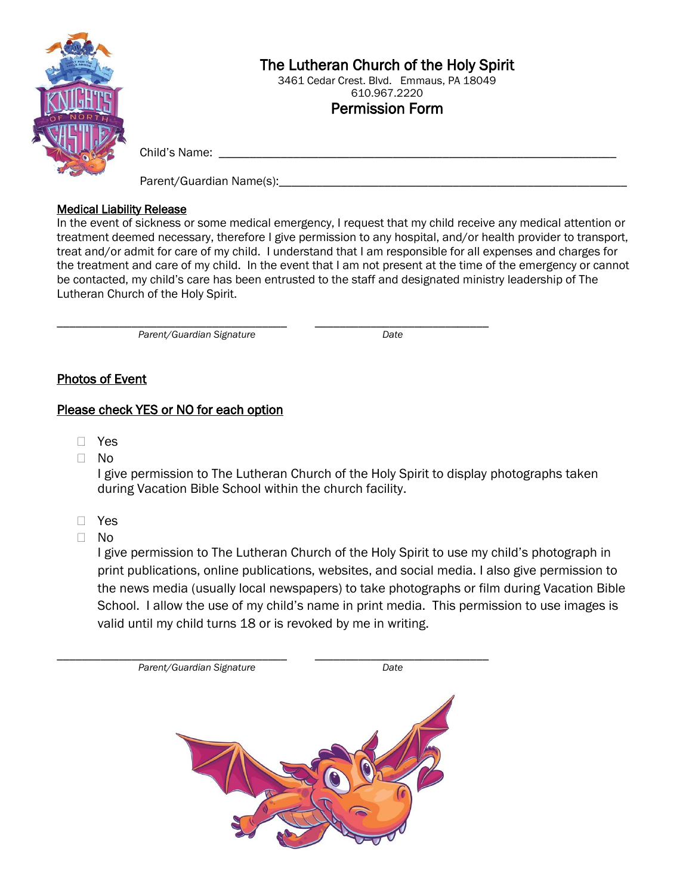# The Lutheran Church of the Holy Spirit

3461 Cedar Crest. Blvd. Emmaus, PA 18049
610.967.2220

## Permission Form

Child's Name: ____________________________________________________________

Parent/Guardian Name(s):___________________________________________________

**Medical Liability Release**

In the event of sickness or some medical emergency, I request that my child receive any medical attention or treatment deemed necessary, therefore I give permission to any hospital, and/or health provider to transport, treat and/or admit for care of my child. I understand that I am responsible for all expenses and charges for the treatment and care of my child. In the event that I am not present at the time of the emergency or cannot be contacted, my child's care has been entrusted to the staff and designated ministry leadership of The Lutheran Church of the Holy Spirit.

___________________________________ ___________________________

*Parent/Guardian Signature* *Date*

**Photos of Event**

**Please check YES or NO for each option**

- ☐ Yes
- ☐ No

I give permission to The Lutheran Church of the Holy Spirit to display photographs taken during Vacation Bible School within the church facility.

- ☐ Yes
- ☐ No

I give permission to The Lutheran Church of the Holy Spirit to use my child's photograph in print publications, online publications, websites, and social media. I also give permission to the news media (usually local newspapers) to take photographs or film during Vacation Bible School. I allow the use of my child's name in print media. This permission to use images is valid until my child turns 18 or is revoked by me in writing.

___________________________________ ___________________________

*Parent/Guardian Signature* *Date*